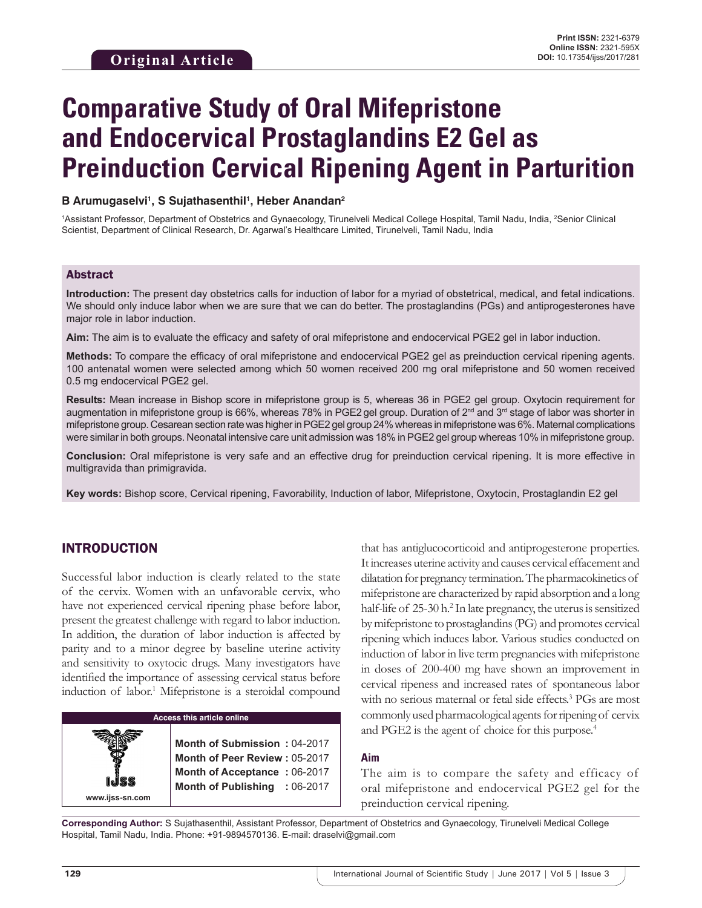Original Article

**Print ISSN:** 2321-6379
**Online ISSN:** 2321-595X
**DOI:** 10.17354/ijss/2017/281

# Comparative Study of Oral Mifepristone and Endocervical Prostaglandins E2 Gel as Preinduction Cervical Ripening Agent in Parturition

**B Arumugaselvi[1], S Sujathasenthil[1], Heber Anandan[2]**

[1]Assistant Professor, Department of Obstetrics and Gynaecology, Tirunelveli Medical College Hospital, Tamil Nadu, India, [2]Senior Clinical Scientist, Department of Clinical Research, Dr. Agarwal's Healthcare Limited, Tirunelveli, Tamil Nadu, India

## Abstract

**Introduction:** The present day obstetrics calls for induction of labor for a myriad of obstetrical, medical, and fetal indications. We should only induce labor when we are sure that we can do better. The prostaglandins (PGs) and antiprogesterones have major role in labor induction.

**Aim:** The aim is to evaluate the efficacy and safety of oral mifepristone and endocervical PGE2 gel in labor induction.

**Methods:** To compare the efficacy of oral mifepristone and endocervical PGE2 gel as preinduction cervical ripening agents. 100 antenatal women were selected among which 50 women received 200 mg oral mifepristone and 50 women received 0.5 mg endocervical PGE2 gel.

**Results:** Mean increase in Bishop score in mifepristone group is 5, whereas 36 in PGE2 gel group. Oxytocin requirement for augmentation in mifepristone group is 66%, whereas 78% in PGE2 gel group. Duration of 2$^{nd}$ and 3$^{rd}$ stage of labor was shorter in mifepristone group. Cesarean section rate was higher in PGE2 gel group 24% whereas in mifepristone was 6%. Maternal complications were similar in both groups. Neonatal intensive care unit admission was 18% in PGE2 gel group whereas 10% in mifepristone group.

**Conclusion:** Oral mifepristone is very safe and an effective drug for preinduction cervical ripening. It is more effective in multigravida than primigravida.

**Key words:** Bishop score, Cervical ripening, Favorability, Induction of labor, Mifepristone, Oxytocin, Prostaglandin E2 gel

## INTRODUCTION

Successful labor induction is clearly related to the state of the cervix. Women with an unfavorable cervix, who have not experienced cervical ripening phase before labor, present the greatest challenge with regard to labor induction. In addition, the duration of labor induction is affected by parity and to a minor degree by baseline uterine activity and sensitivity to oxytocic drugs. Many investigators have identified the importance of assessing cervical status before induction of labor.[1] Mifepristone is a steroidal compound that has antiglucocorticoid and antiprogesterone properties. It increases uterine activity and causes cervical effacement and dilatation for pregnancy termination. The pharmacokinetics of mifepristone are characterized by rapid absorption and a long half-life of 25-30 h.[2] In late pregnancy, the uterus is sensitized by mifepristone to prostaglandins (PG) and promotes cervical ripening which induces labor. Various studies conducted on induction of labor in live term pregnancies with mifepristone in doses of 200-400 mg have shown an improvement in cervical ripeness and increased rates of spontaneous labor with no serious maternal or fetal side effects.[3] PGs are most commonly used pharmacological agents for ripening of cervix and PGE2 is the agent of choice for this purpose.[4]

| Access this article online | |
|---|---|
| www.ijss-sn.com | **Month of Submission :** 04-2017<br>**Month of Peer Review :** 05-2017<br>**Month of Acceptance :** 06-2017<br>**Month of Publishing :** 06-2017 |

### Aim

The aim is to compare the safety and efficacy of oral mifepristone and endocervical PGE2 gel for the preinduction cervical ripening.

**Corresponding Author:** S Sujathasenthil, Assistant Professor, Department of Obstetrics and Gynaecology, Tirunelveli Medical College Hospital, Tamil Nadu, India. Phone: +91-9894570136. E-mail: draselvi@gmail.com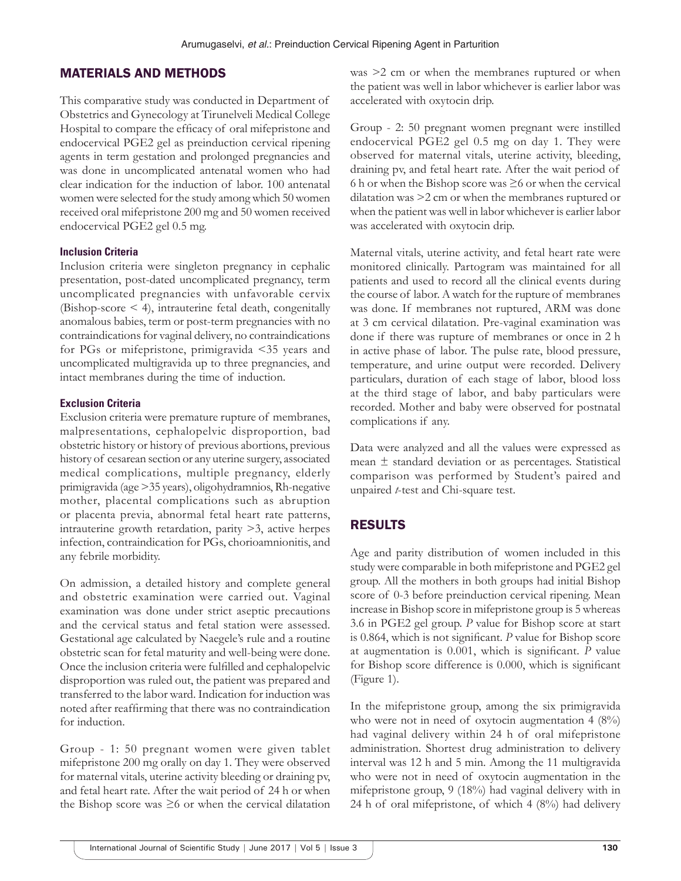## MATERIALS AND METHODS

This comparative study was conducted in Department of Obstetrics and Gynecology at Tirunelveli Medical College Hospital to compare the efficacy of oral mifepristone and endocervical PGE2 gel as preinduction cervical ripening agents in term gestation and prolonged pregnancies and was done in uncomplicated antenatal women who had clear indication for the induction of labor. 100 antenatal women were selected for the study among which 50 women received oral mifepristone 200 mg and 50 women received endocervical PGE2 gel 0.5 mg.

### Inclusion Criteria

Inclusion criteria were singleton pregnancy in cephalic presentation, post-dated uncomplicated pregnancy, term uncomplicated pregnancies with unfavorable cervix (Bishop-score < 4), intrauterine fetal death, congenitally anomalous babies, term or post-term pregnancies with no contraindications for vaginal delivery, no contraindications for PGs or mifepristone, primigravida <35 years and uncomplicated multigravida up to three pregnancies, and intact membranes during the time of induction.

### Exclusion Criteria

Exclusion criteria were premature rupture of membranes, malpresentations, cephalopelvic disproportion, bad obstetric history or history of previous abortions, previous history of cesarean section or any uterine surgery, associated medical complications, multiple pregnancy, elderly primigravida (age >35 years), oligohydramnios, Rh-negative mother, placental complications such as abruption or placenta previa, abnormal fetal heart rate patterns, intrauterine growth retardation, parity >3, active herpes infection, contraindication for PGs, chorioamnionitis, and any febrile morbidity.

On admission, a detailed history and complete general and obstetric examination were carried out. Vaginal examination was done under strict aseptic precautions and the cervical status and fetal station were assessed. Gestational age calculated by Naegele's rule and a routine obstetric scan for fetal maturity and well-being were done. Once the inclusion criteria were fulfilled and cephalopelvic disproportion was ruled out, the patient was prepared and transferred to the labor ward. Indication for induction was noted after reaffirming that there was no contraindication for induction.

Group - 1: 50 pregnant women were given tablet mifepristone 200 mg orally on day 1. They were observed for maternal vitals, uterine activity bleeding or draining pv, and fetal heart rate. After the wait period of 24 h or when the Bishop score was ≥6 or when the cervical dilatation was >2 cm or when the membranes ruptured or when the patient was well in labor whichever is earlier labor was accelerated with oxytocin drip.

Group - 2: 50 pregnant women pregnant were instilled endocervical PGE2 gel 0.5 mg on day 1. They were observed for maternal vitals, uterine activity, bleeding, draining pv, and fetal heart rate. After the wait period of 6 h or when the Bishop score was ≥6 or when the cervical dilatation was >2 cm or when the membranes ruptured or when the patient was well in labor whichever is earlier labor was accelerated with oxytocin drip.

Maternal vitals, uterine activity, and fetal heart rate were monitored clinically. Partogram was maintained for all patients and used to record all the clinical events during the course of labor. A watch for the rupture of membranes was done. If membranes not ruptured, ARM was done at 3 cm cervical dilatation. Pre-vaginal examination was done if there was rupture of membranes or once in 2 h in active phase of labor. The pulse rate, blood pressure, temperature, and urine output were recorded. Delivery particulars, duration of each stage of labor, blood loss at the third stage of labor, and baby particulars were recorded. Mother and baby were observed for postnatal complications if any.

Data were analyzed and all the values were expressed as mean ± standard deviation or as percentages. Statistical comparison was performed by Student's paired and unpaired *t*-test and Chi-square test.

## RESULTS

Age and parity distribution of women included in this study were comparable in both mifepristone and PGE2 gel group. All the mothers in both groups had initial Bishop score of 0-3 before preinduction cervical ripening. Mean increase in Bishop score in mifepristone group is 5 whereas 3.6 in PGE2 gel group. *P* value for Bishop score at start is 0.864, which is not significant. *P* value for Bishop score at augmentation is 0.001, which is significant. *P* value for Bishop score difference is 0.000, which is significant (Figure 1).

In the mifepristone group, among the six primigravida who were not in need of oxytocin augmentation 4 (8%) had vaginal delivery within 24 h of oral mifepristone administration. Shortest drug administration to delivery interval was 12 h and 5 min. Among the 11 multigravida who were not in need of oxytocin augmentation in the mifepristone group, 9 (18%) had vaginal delivery with in 24 h of oral mifepristone, of which 4 (8%) had delivery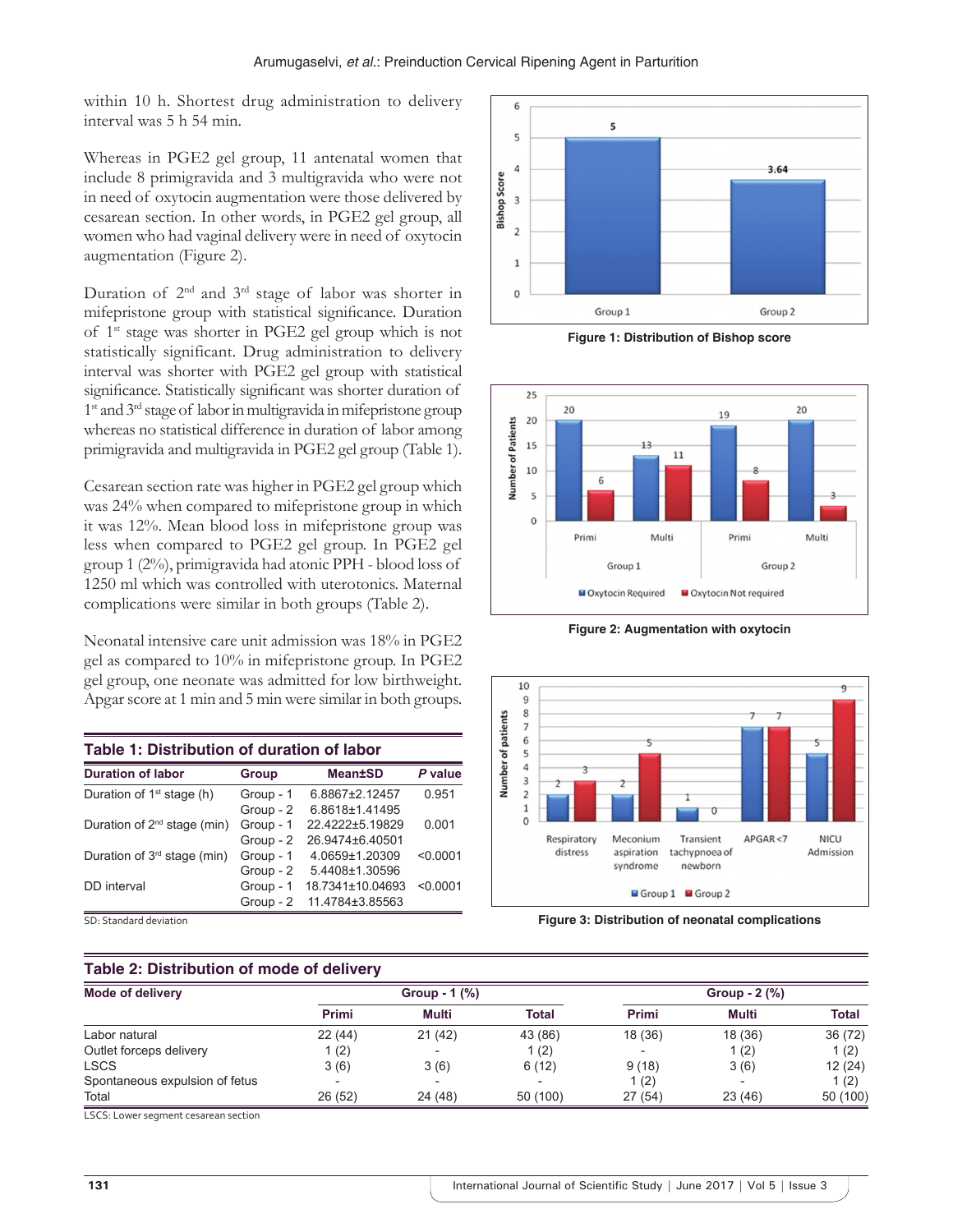within 10 h. Shortest drug administration to delivery interval was 5 h 54 min.

Whereas in PGE2 gel group, 11 antenatal women that include 8 primigravida and 3 multigravida who were not in need of oxytocin augmentation were those delivered by cesarean section. In other words, in PGE2 gel group, all women who had vaginal delivery were in need of oxytocin augmentation (Figure 2).

Duration of 2nd and 3rd stage of labor was shorter in mifepristone group with statistical significance. Duration of 1st stage was shorter in PGE2 gel group which is not statistically significant. Drug administration to delivery interval was shorter with PGE2 gel group with statistical significance. Statistically significant was shorter duration of 1st and 3rd stage of labor in multigravida in mifepristone group whereas no statistical difference in duration of labor among primigravida and multigravida in PGE2 gel group (Table 1).

Cesarean section rate was higher in PGE2 gel group which was 24% when compared to mifepristone group in which it was 12%. Mean blood loss in mifepristone group was less when compared to PGE2 gel group. In PGE2 gel group 1 (2%), primigravida had atonic PPH - blood loss of 1250 ml which was controlled with uterotonics. Maternal complications were similar in both groups (Table 2).

Neonatal intensive care unit admission was 18% in PGE2 gel as compared to 10% in mifepristone group. In PGE2 gel group, one neonate was admitted for low birthweight. Apgar score at 1 min and 5 min were similar in both groups.

**Table 1: Distribution of duration of labor**

| Duration of labor | Group | Mean±SD | *P* value |
|---|---|---|---|
| Duration of 1st stage (h) | Group - 1 | 6.8867±2.12457 | 0.951 |
| | Group - 2 | 6.8618±1.41495 | |
| Duration of 2nd stage (min) | Group - 1 | 22.4222±5.19829 | 0.001 |
| | Group - 2 | 26.9474±6.40501 | |
| Duration of 3rd stage (min) | Group - 1 | 4.0659±1.20309 | <0.0001 |
| | Group - 2 | 5.4408±1.30596 | |
| DD interval | Group - 1 | 18.7341±10.04693 | <0.0001 |
| | Group - 2 | 11.4784±3.85563 | |

SD: Standard deviation

**Figure 1: Distribution of Bishop score**

**Figure 2: Augmentation with oxytocin**

**Figure 3: Distribution of neonatal complications**

**Table 2: Distribution of mode of delivery**

| Mode of delivery | Group - 1 (%) | | | Group - 2 (%) | | |
|---|---|---|---|---|---|---|
| | Primi | Multi | Total | Primi | Multi | Total |
| Labor natural | 22 (44) | 21 (42) | 43 (86) | 18 (36) | 18 (36) | 36 (72) |
| Outlet forceps delivery | 1 (2) | - | 1 (2) | - | 1 (2) | 1 (2) |
| LSCS | 3 (6) | 3 (6) | 6 (12) | 9 (18) | 3 (6) | 12 (24) |
| Spontaneous expulsion of fetus | - | - | - | 1 (2) | - | 1 (2) |
| Total | 26 (52) | 24 (48) | 50 (100) | 27 (54) | 23 (46) | 50 (100) |

LSCS: Lower segment cesarean section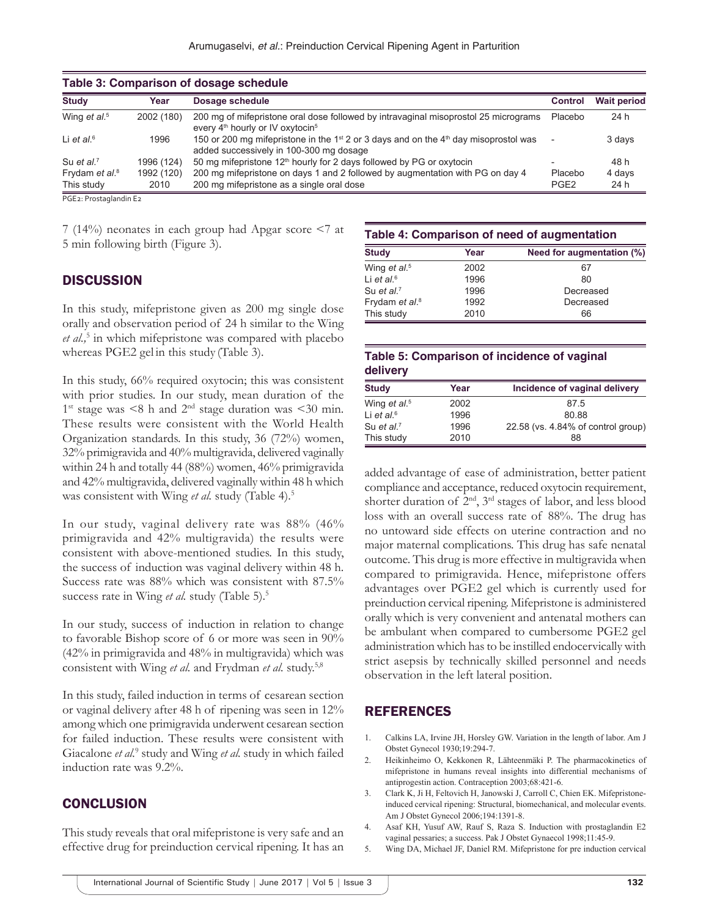**Table 3: Comparison of dosage schedule**

| Study | Year | Dosage schedule | Control | Wait period |
|---|---|---|---|---|
| Wing *et al.*[5] | 2002 (180) | 200 mg of mifepristone oral dose followed by intravaginal misoprostol 25 micrograms every 4th hourly or IV oxytocin[5] | Placebo | 24 h |
| Li *et al.*[6] | 1996 | 150 or 200 mg mifepristone in the 1st 2 or 3 days and on the 4th day misoprostol was added successively in 100-300 mg dosage | - | 3 days |
| Su *et al.*[7] | 1996 (124) | 50 mg mifepristone 12th hourly for 2 days followed by PG or oxytocin | - | 48 h |
| Frydam *et al.*[8] | 1992 (120) | 200 mg mifepristone on days 1 and 2 followed by augmentation with PG on day 4 | Placebo | 4 days |
| This study | 2010 | 200 mg mifepristone as a single oral dose | PGE2 | 24 h |

PGE2: Prostaglandin E2

7 (14%) neonates in each group had Apgar score <7 at 5 min following birth (Figure 3).

## DISCUSSION

In this study, mifepristone given as 200 mg single dose orally and observation period of 24 h similar to the Wing *et al.*,[5] in which mifepristone was compared with placebo whereas PGE2 gel in this study (Table 3).

In this study, 66% required oxytocin; this was consistent with prior studies. In our study, mean duration of the 1st stage was <8 h and 2nd stage duration was <30 min. These results were consistent with the World Health Organization standards. In this study, 36 (72%) women, 32% primigravida and 40% multigravida, delivered vaginally within 24 h and totally 44 (88%) women, 46% primigravida and 42% multigravida, delivered vaginally within 48 h which was consistent with Wing *et al.* study (Table 4).[5]

In our study, vaginal delivery rate was 88% (46% primigravida and 42% multigravida) the results were consistent with above-mentioned studies. In this study, the success of induction was vaginal delivery within 48 h. Success rate was 88% which was consistent with 87.5% success rate in Wing *et al.* study (Table 5).[5]

In our study, success of induction in relation to change to favorable Bishop score of 6 or more was seen in 90% (42% in primigravida and 48% in multigravida) which was consistent with Wing *et al.* and Frydman *et al.* study.[5,8]

In this study, failed induction in terms of cesarean section or vaginal delivery after 48 h of ripening was seen in 12% among which one primigravida underwent cesarean section for failed induction. These results were consistent with Giacalone *et al.*[9] study and Wing *et al.* study in which failed induction rate was 9.2%.

## CONCLUSION

This study reveals that oral mifepristone is very safe and an effective drug for preinduction cervical ripening. It has an added advantage of ease of administration, better patient compliance and acceptance, reduced oxytocin requirement, shorter duration of 2nd, 3rd stages of labor, and less blood loss with an overall success rate of 88%. The drug has no untoward side effects on uterine contraction and no major maternal complications. This drug has safe nenatal outcome. This drug is more effective in multigravida when compared to primigravida. Hence, mifepristone offers advantages over PGE2 gel which is currently used for preinduction cervical ripening. Mifepristone is administered orally which is very convenient and antenatal mothers can be ambulant when compared to cumbersome PGE2 gel administration which has to be instilled endocervically with strict asepsis by technically skilled personnel and needs observation in the left lateral position.

**Table 4: Comparison of need of augmentation**

| Study | Year | Need for augmentation (%) |
|---|---|---|
| Wing *et al.*[5] | 2002 | 67 |
| Li *et al.*[6] | 1996 | 80 |
| Su *et al.*[7] | 1996 | Decreased |
| Frydam *et al.*[8] | 1992 | Decreased |
| This study | 2010 | 66 |

**Table 5: Comparison of incidence of vaginal delivery**

| Study | Year | Incidence of vaginal delivery |
|---|---|---|
| Wing *et al.*[5] | 2002 | 87.5 |
| Li *et al.*[6] | 1996 | 80.88 |
| Su *et al.*[7] | 1996 | 22.58 (vs. 4.84% of control group) |
| This study | 2010 | 88 |

## REFERENCES

1. Calkins LA, Irvine JH, Horsley GW. Variation in the length of labor. Am J Obstet Gynecol 1930;19:294-7.
2. Heikinheimo O, Kekkonen R, Lähteenmäki P. The pharmacokinetics of mifepristone in humans reveal insights into differential mechanisms of antiprogestin action. Contraception 2003;68:421-6.
3. Clark K, Ji H, Feltovich H, Janowski J, Carroll C, Chien EK. Mifepristone-induced cervical ripening: Structural, biomechanical, and molecular events. Am J Obstet Gynecol 2006;194:1391-8.
4. Asaf KH, Yusuf AW, Rauf S, Raza S. Induction with prostaglandin E2 vaginal pessaries; a success. Pak J Obstet Gynaecol 1998;11:45-9.
5. Wing DA, Michael JF, Daniel RM. Mifepristone for pre induction cervical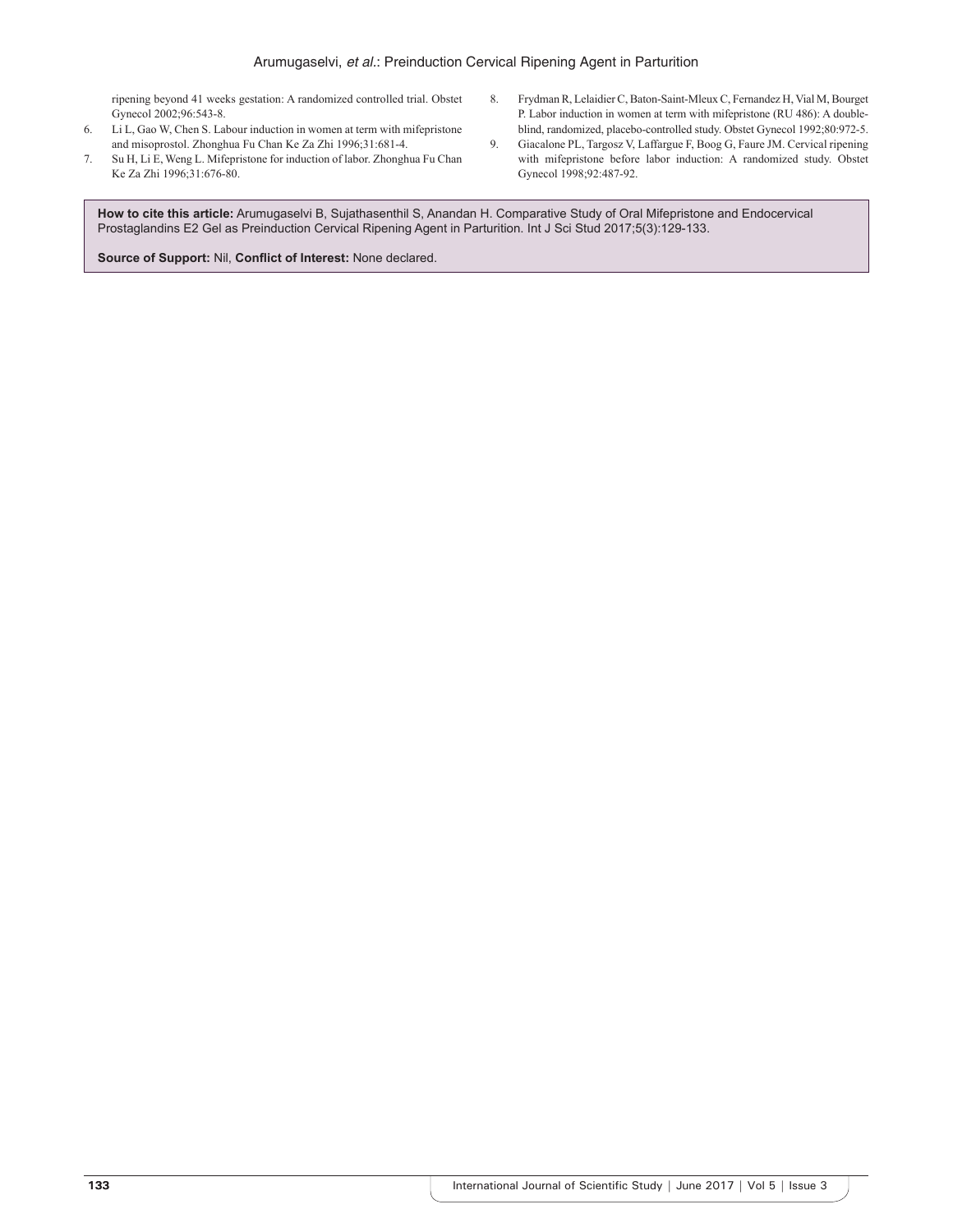ripening beyond 41 weeks gestation: A randomized controlled trial. Obstet Gynecol 2002;96:543-8.

6. Li L, Gao W, Chen S. Labour induction in women at term with mifepristone and misoprostol. Zhonghua Fu Chan Ke Za Zhi 1996;31:681-4.
7. Su H, Li E, Weng L. Mifepristone for induction of labor. Zhonghua Fu Chan Ke Za Zhi 1996;31:676-80.
8. Frydman R, Lelaidier C, Baton-Saint-Mleux C, Fernandez H, Vial M, Bourget P. Labor induction in women at term with mifepristone (RU 486): A double-blind, randomized, placebo-controlled study. Obstet Gynecol 1992;80:972-5.
9. Giacalone PL, Targosz V, Laffargue F, Boog G, Faure JM. Cervical ripening with mifepristone before labor induction: A randomized study. Obstet Gynecol 1998;92:487-92.

**How to cite this article:** Arumugaselvi B, Sujathasenthil S, Anandan H. Comparative Study of Oral Mifepristone and Endocervical Prostaglandins E2 Gel as Preinduction Cervical Ripening Agent in Parturition. Int J Sci Stud 2017;5(3):129-133.

**Source of Support:** Nil, **Conflict of Interest:** None declared.